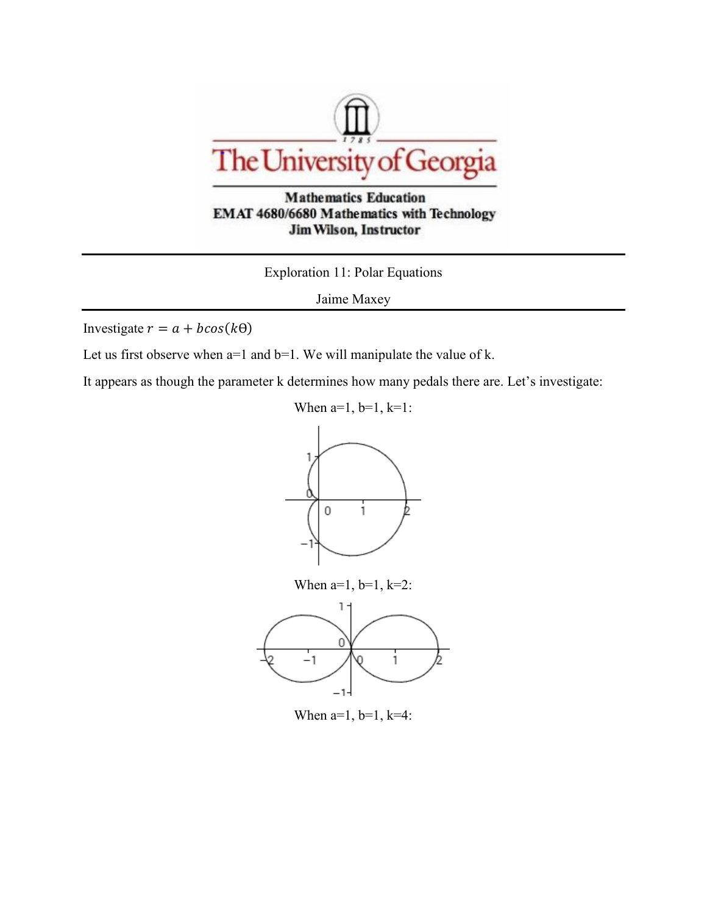The University of Georgia

Mathematics Education
EMAT 4680/6680 Mathematics with Technology
Jim Wilson, Instructor

---

Exploration 11: Polar Equations

Jaime Maxey

---

Investigate $r = a + b\cos(k\Theta)$

Let us first observe when a=1 and b=1. We will manipulate the value of k.

It appears as though the parameter k determines how many pedals there are. Let's investigate:

When a=1, b=1, k=1:

When a=1, b=1, k=2:

When a=1, b=1, k=4: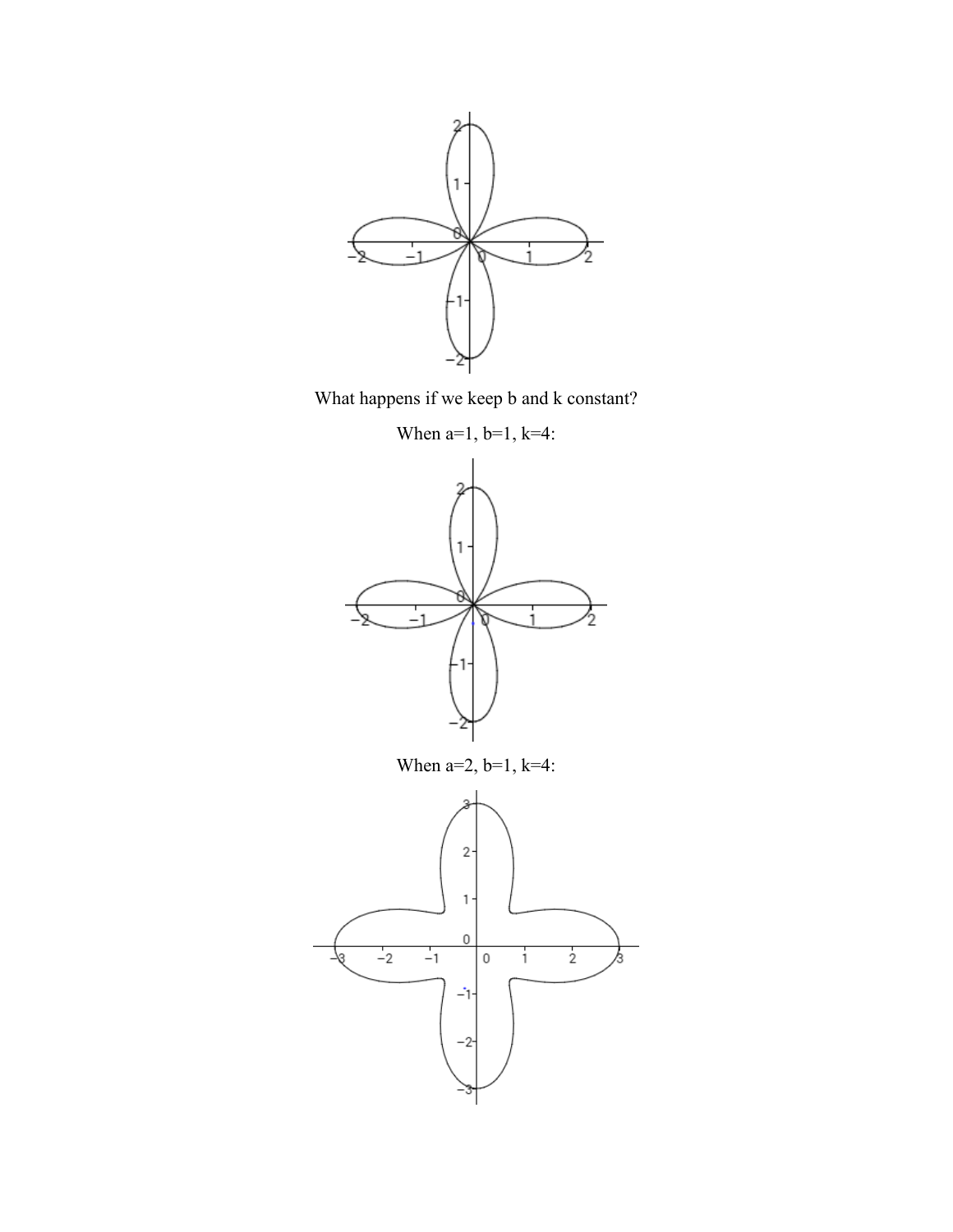What happens if we keep b and k constant?

When $a=1$, $b=1$, $k=4$:

When $a=2$, $b=1$, $k=4$: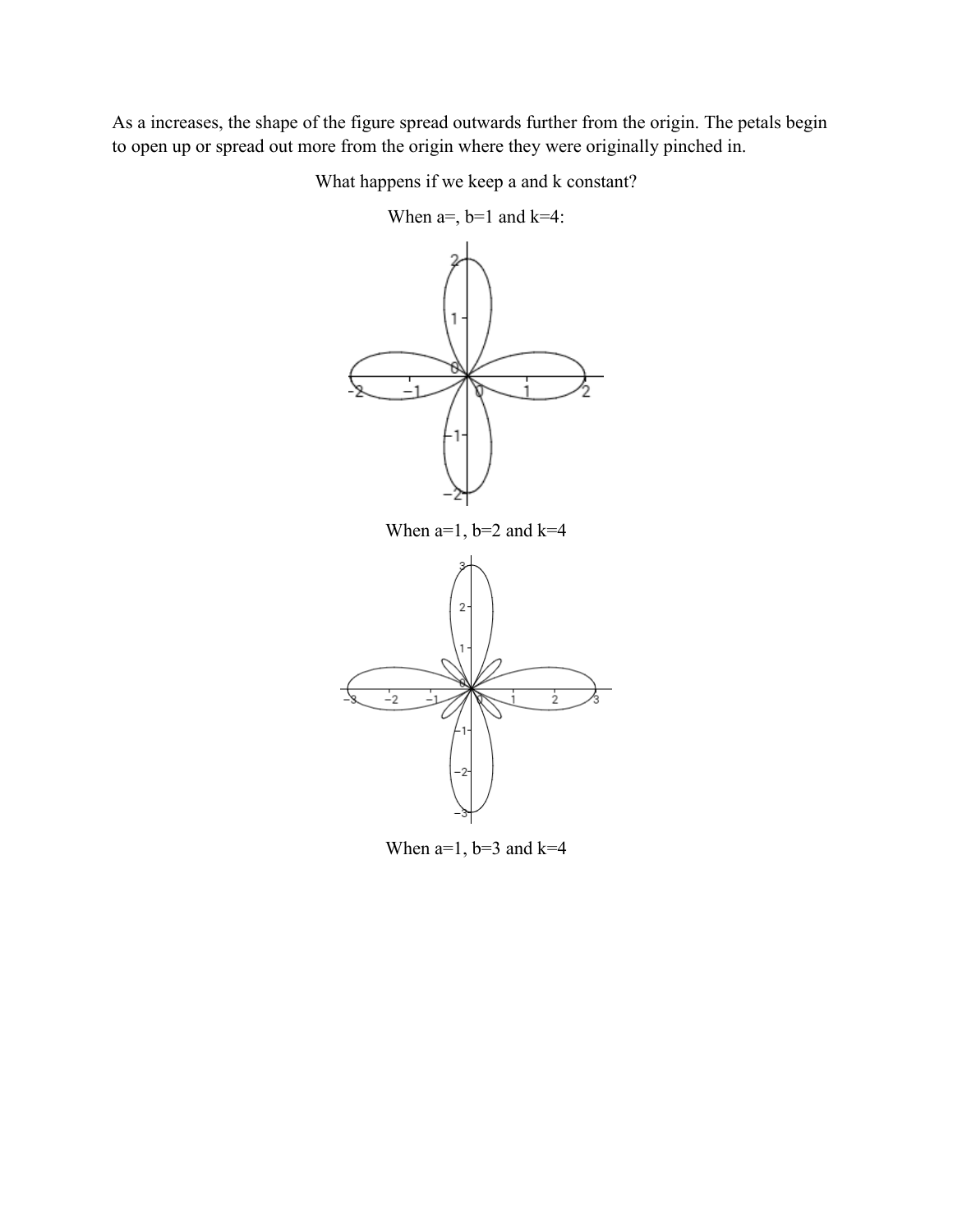As a increases, the shape of the figure spread outwards further from the origin. The petals begin to open up or spread out more from the origin where they were originally pinched in.

What happens if we keep a and k constant?

When a=, b=1 and k=4:

When a=1, b=2 and k=4

When a=1, b=3 and k=4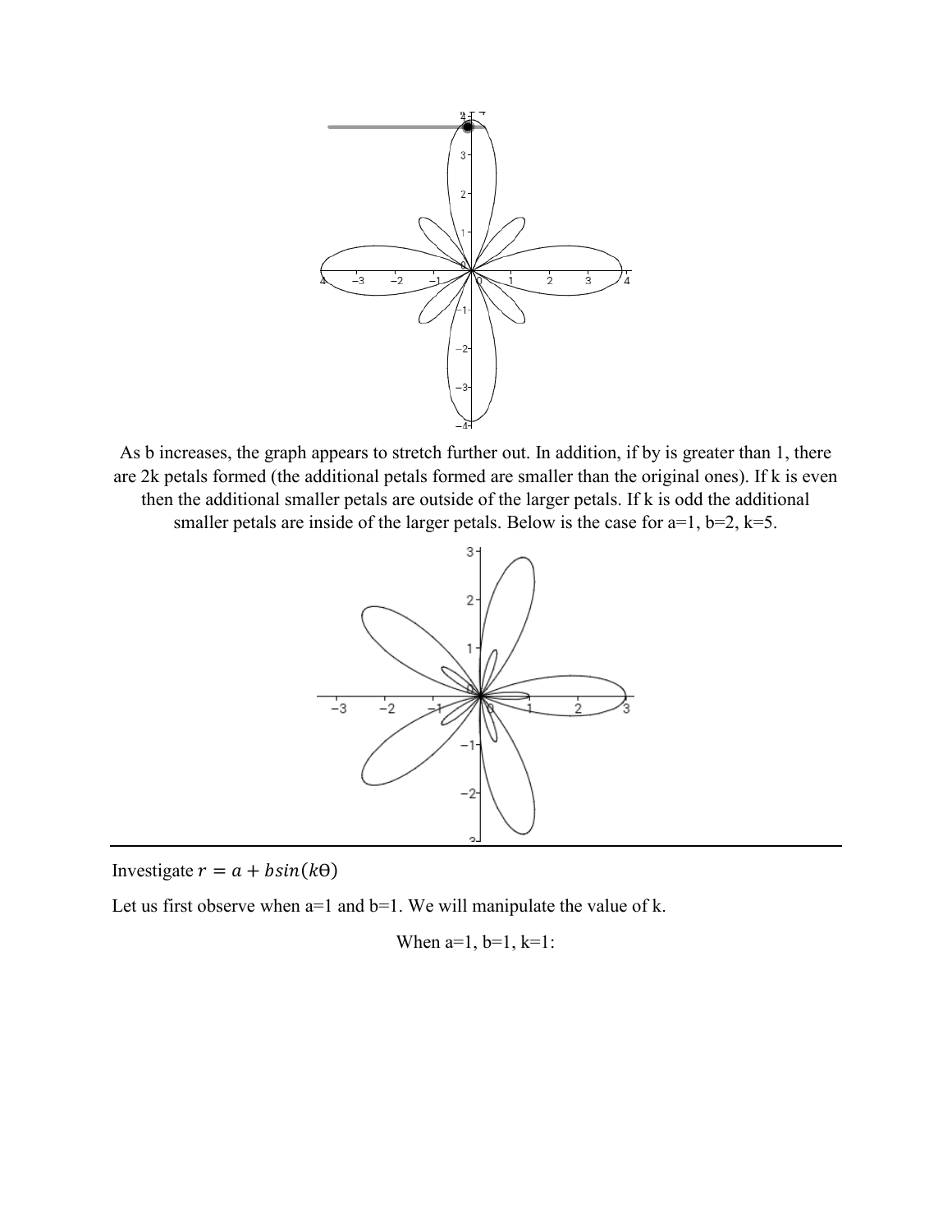As b increases, the graph appears to stretch further out. In addition, if by is greater than 1, there are 2k petals formed (the additional petals formed are smaller than the original ones). If k is even then the additional smaller petals are outside of the larger petals. If k is odd the additional smaller petals are inside of the larger petals. Below is the case for a=1, b=2, k=5.

---

Investigate $r = a + bsin(k\Theta)$

Let us first observe when a=1 and b=1. We will manipulate the value of k.

When a=1, b=1, k=1: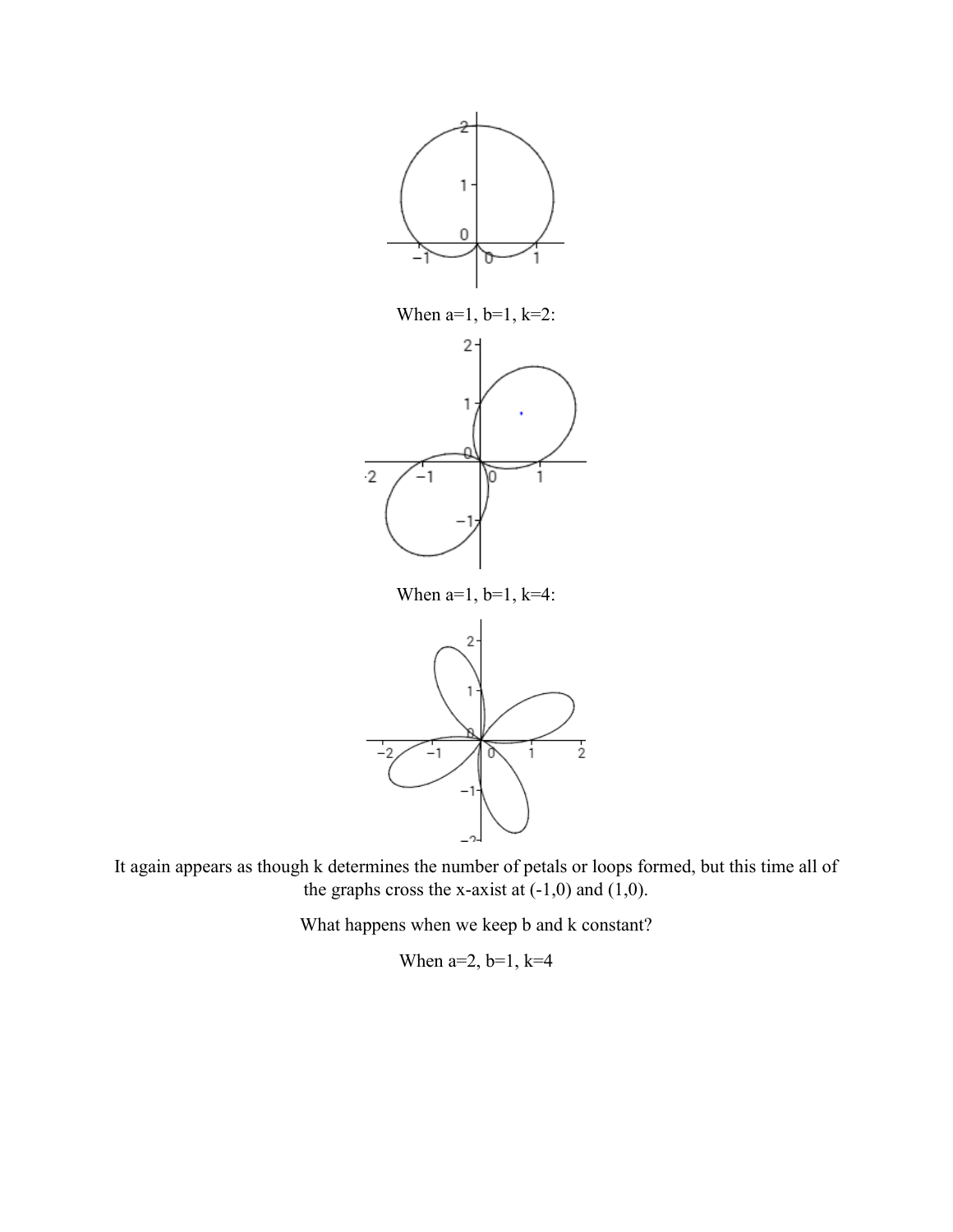When a=1, b=1, k=2:

When a=1, b=1, k=4:

It again appears as though k determines the number of petals or loops formed, but this time all of the graphs cross the x-axist at (-1,0) and (1,0).

What happens when we keep b and k constant?

When a=2, b=1, k=4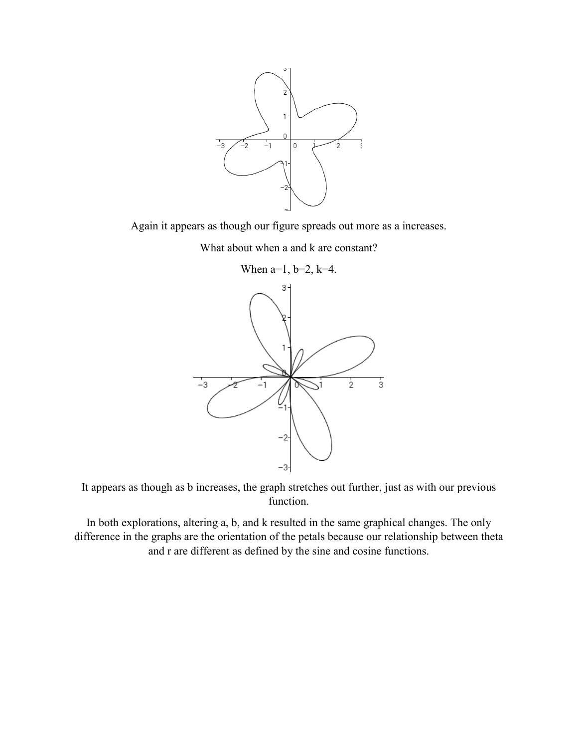Again it appears as though our figure spreads out more as $a$ increases.

What about when $a$ and $k$ are constant?

When $a=1$, $b=2$, $k=4$.

It appears as though as $b$ increases, the graph stretches out further, just as with our previous function.

In both explorations, altering $a$, $b$, and $k$ resulted in the same graphical changes. The only difference in the graphs are the orientation of the petals because our relationship between theta and r are different as defined by the sine and cosine functions.